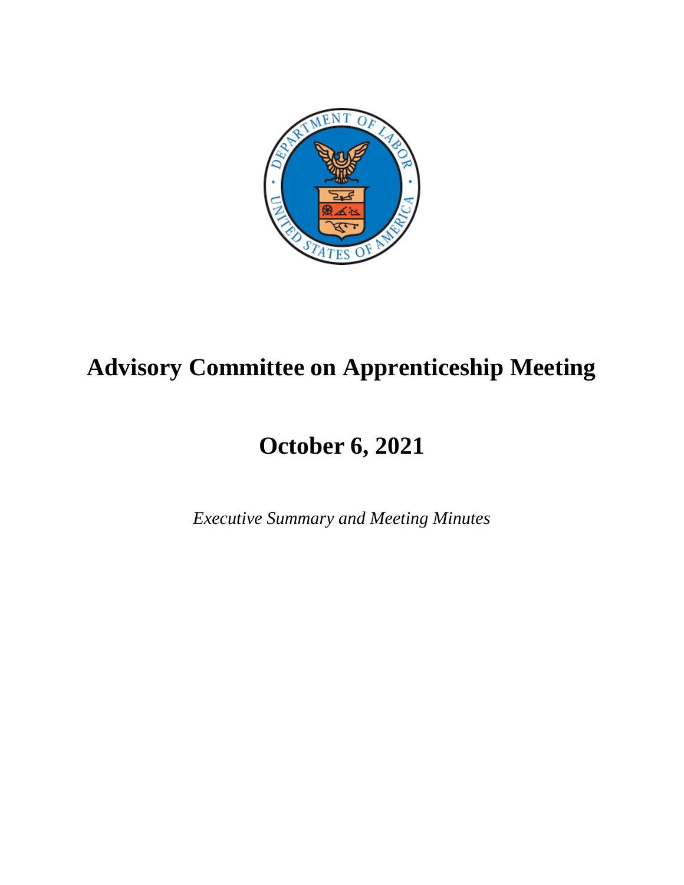# Advisory Committee on Apprenticeship Meeting

## October 6, 2021

*Executive Summary and Meeting Minutes*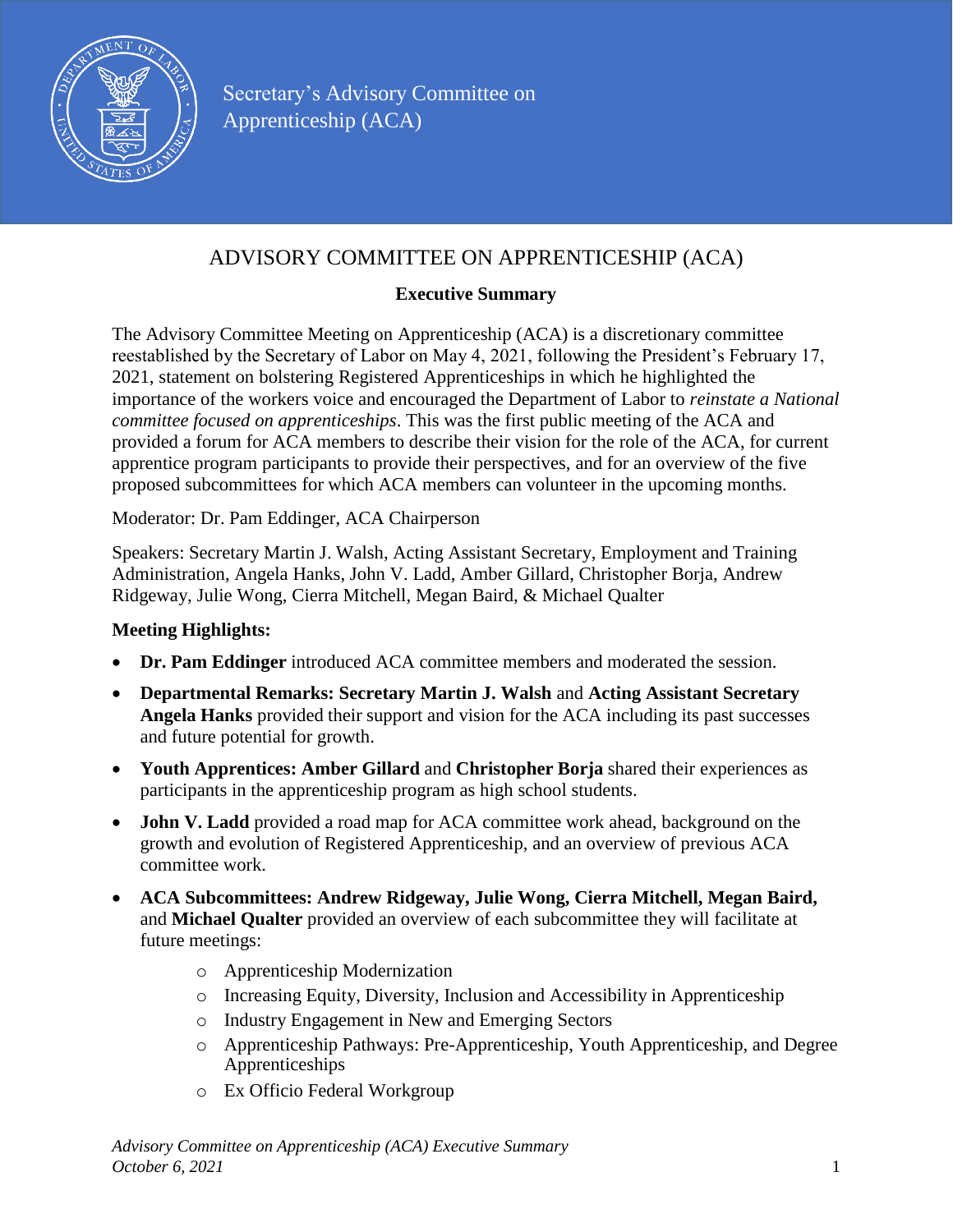Secretary's Advisory Committee on Apprenticeship (ACA)

# ADVISORY COMMITTEE ON APPRENTICESHIP (ACA)

**Executive Summary**

The Advisory Committee Meeting on Apprenticeship (ACA) is a discretionary committee reestablished by the Secretary of Labor on May 4, 2021, following the President's February 17, 2021, statement on bolstering Registered Apprenticeships in which he highlighted the importance of the workers voice and encouraged the Department of Labor to *reinstate a National committee focused on apprenticeships*. This was the first public meeting of the ACA and provided a forum for ACA members to describe their vision for the role of the ACA, for current apprentice program participants to provide their perspectives, and for an overview of the five proposed subcommittees for which ACA members can volunteer in the upcoming months.

Moderator: Dr. Pam Eddinger, ACA Chairperson

Speakers: Secretary Martin J. Walsh, Acting Assistant Secretary, Employment and Training Administration, Angela Hanks, John V. Ladd, Amber Gillard, Christopher Borja, Andrew Ridgeway, Julie Wong, Cierra Mitchell, Megan Baird, & Michael Qualter

**Meeting Highlights:**

- **Dr. Pam Eddinger** introduced ACA committee members and moderated the session.
- **Departmental Remarks: Secretary Martin J. Walsh** and **Acting Assistant Secretary Angela Hanks** provided their support and vision for the ACA including its past successes and future potential for growth.
- **Youth Apprentices: Amber Gillard** and **Christopher Borja** shared their experiences as participants in the apprenticeship program as high school students.
- **John V. Ladd** provided a road map for ACA committee work ahead, background on the growth and evolution of Registered Apprenticeship, and an overview of previous ACA committee work.
- **ACA Subcommittees: Andrew Ridgeway, Julie Wong, Cierra Mitchell, Megan Baird,** and **Michael Qualter** provided an overview of each subcommittee they will facilitate at future meetings:
    - Apprenticeship Modernization
    - Increasing Equity, Diversity, Inclusion and Accessibility in Apprenticeship
    - Industry Engagement in New and Emerging Sectors
    - Apprenticeship Pathways: Pre-Apprenticeship, Youth Apprenticeship, and Degree Apprenticeships
    - Ex Officio Federal Workgroup

*Advisory Committee on Apprenticeship (ACA) Executive Summary*
*October 6, 2021*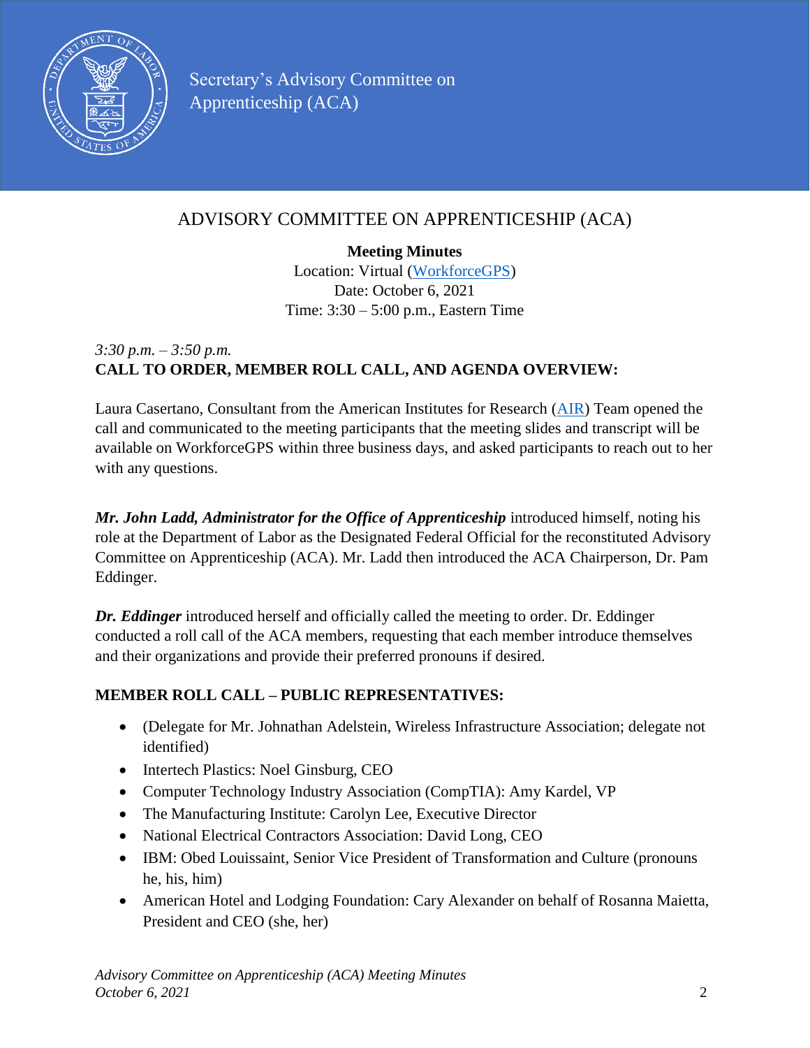Secretary's Advisory Committee on Apprenticeship (ACA)

# ADVISORY COMMITTEE ON APPRENTICESHIP (ACA)

**Meeting Minutes**
Location: Virtual (WorkforceGPS)
Date: October 6, 2021
Time: 3:30 – 5:00 p.m., Eastern Time

*3:30 p.m. – 3:50 p.m.*
**CALL TO ORDER, MEMBER ROLL CALL, AND AGENDA OVERVIEW:**

Laura Casertano, Consultant from the American Institutes for Research (AIR) Team opened the call and communicated to the meeting participants that the meeting slides and transcript will be available on WorkforceGPS within three business days, and asked participants to reach out to her with any questions.

***Mr. John Ladd, Administrator for the Office of Apprenticeship*** introduced himself, noting his role at the Department of Labor as the Designated Federal Official for the reconstituted Advisory Committee on Apprenticeship (ACA). Mr. Ladd then introduced the ACA Chairperson, Dr. Pam Eddinger.

***Dr. Eddinger*** introduced herself and officially called the meeting to order. Dr. Eddinger conducted a roll call of the ACA members, requesting that each member introduce themselves and their organizations and provide their preferred pronouns if desired.

**MEMBER ROLL CALL – PUBLIC REPRESENTATIVES:**

- (Delegate for Mr. Johnathan Adelstein, Wireless Infrastructure Association; delegate not identified)
- Intertech Plastics: Noel Ginsburg, CEO
- Computer Technology Industry Association (CompTIA): Amy Kardel, VP
- The Manufacturing Institute: Carolyn Lee, Executive Director
- National Electrical Contractors Association: David Long, CEO
- IBM: Obed Louissaint, Senior Vice President of Transformation and Culture (pronouns he, his, him)
- American Hotel and Lodging Foundation: Cary Alexander on behalf of Rosanna Maietta, President and CEO (she, her)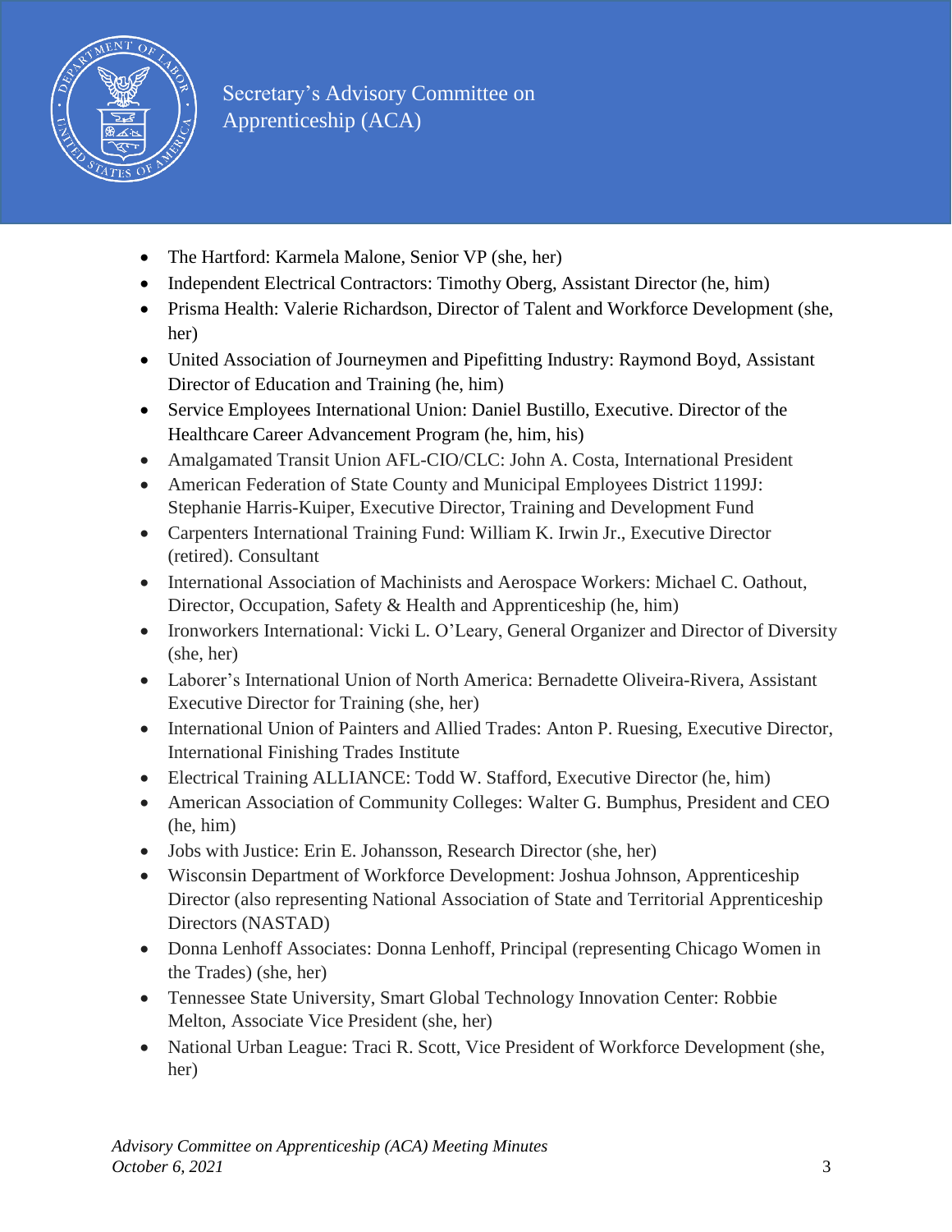- The Hartford: Karmela Malone, Senior VP (she, her)
- Independent Electrical Contractors: Timothy Oberg, Assistant Director (he, him)
- Prisma Health: Valerie Richardson, Director of Talent and Workforce Development (she, her)
- United Association of Journeymen and Pipefitting Industry: Raymond Boyd, Assistant Director of Education and Training (he, him)
- Service Employees International Union: Daniel Bustillo, Executive. Director of the Healthcare Career Advancement Program (he, him, his)
- Amalgamated Transit Union AFL-CIO/CLC: John A. Costa, International President
- American Federation of State County and Municipal Employees District 1199J: Stephanie Harris-Kuiper, Executive Director, Training and Development Fund
- Carpenters International Training Fund: William K. Irwin Jr., Executive Director (retired). Consultant
- International Association of Machinists and Aerospace Workers: Michael C. Oathout, Director, Occupation, Safety & Health and Apprenticeship (he, him)
- Ironworkers International: Vicki L. O'Leary, General Organizer and Director of Diversity (she, her)
- Laborer's International Union of North America: Bernadette Oliveira-Rivera, Assistant Executive Director for Training (she, her)
- International Union of Painters and Allied Trades: Anton P. Ruesing, Executive Director, International Finishing Trades Institute
- Electrical Training ALLIANCE: Todd W. Stafford, Executive Director (he, him)
- American Association of Community Colleges: Walter G. Bumphus, President and CEO (he, him)
- Jobs with Justice: Erin E. Johansson, Research Director (she, her)
- Wisconsin Department of Workforce Development: Joshua Johnson, Apprenticeship Director (also representing National Association of State and Territorial Apprenticeship Directors (NASTAD)
- Donna Lenhoff Associates: Donna Lenhoff, Principal (representing Chicago Women in the Trades) (she, her)
- Tennessee State University, Smart Global Technology Innovation Center: Robbie Melton, Associate Vice President (she, her)
- National Urban League: Traci R. Scott, Vice President of Workforce Development (she, her)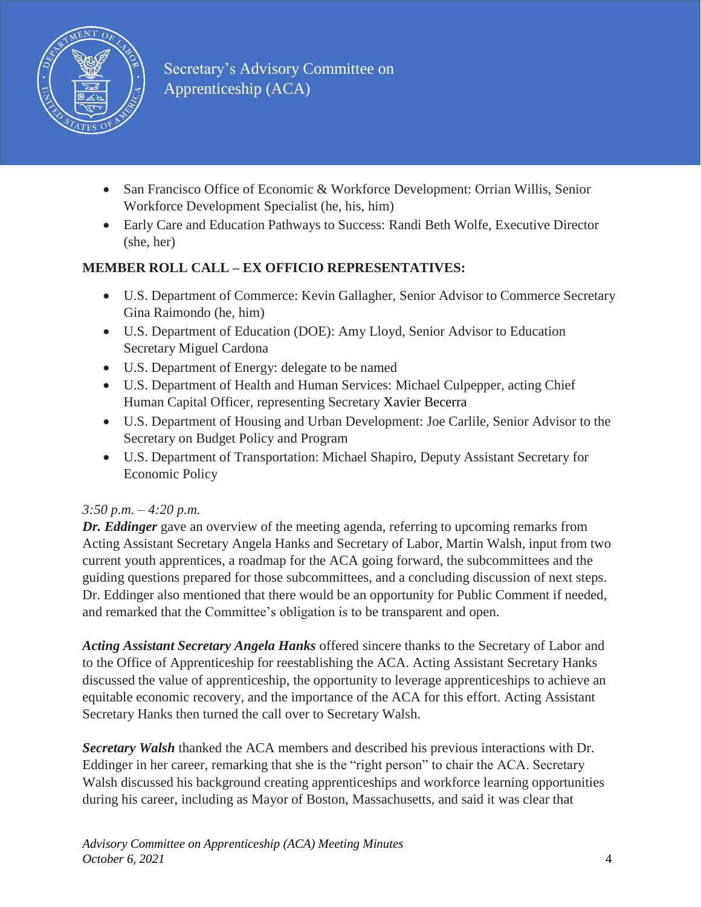- San Francisco Office of Economic & Workforce Development: Orrian Willis, Senior Workforce Development Specialist (he, his, him)
- Early Care and Education Pathways to Success: Randi Beth Wolfe, Executive Director (she, her)

**MEMBER ROLL CALL – EX OFFICIO REPRESENTATIVES:**

- U.S. Department of Commerce: Kevin Gallagher, Senior Advisor to Commerce Secretary Gina Raimondo (he, him)
- U.S. Department of Education (DOE): Amy Lloyd, Senior Advisor to Education Secretary Miguel Cardona
- U.S. Department of Energy: delegate to be named
- U.S. Department of Health and Human Services: Michael Culpepper, acting Chief Human Capital Officer, representing Secretary Xavier Becerra
- U.S. Department of Housing and Urban Development: Joe Carlile, Senior Advisor to the Secretary on Budget Policy and Program
- U.S. Department of Transportation: Michael Shapiro, Deputy Assistant Secretary for Economic Policy

*3:50 p.m. – 4:20 p.m.*

***Dr. Eddinger*** gave an overview of the meeting agenda, referring to upcoming remarks from Acting Assistant Secretary Angela Hanks and Secretary of Labor, Martin Walsh, input from two current youth apprentices, a roadmap for the ACA going forward, the subcommittees and the guiding questions prepared for those subcommittees, and a concluding discussion of next steps. Dr. Eddinger also mentioned that there would be an opportunity for Public Comment if needed, and remarked that the Committee's obligation is to be transparent and open.

***Acting Assistant Secretary Angela Hanks*** offered sincere thanks to the Secretary of Labor and to the Office of Apprenticeship for reestablishing the ACA. Acting Assistant Secretary Hanks discussed the value of apprenticeship, the opportunity to leverage apprenticeships to achieve an equitable economic recovery, and the importance of the ACA for this effort. Acting Assistant Secretary Hanks then turned the call over to Secretary Walsh.

***Secretary Walsh*** thanked the ACA members and described his previous interactions with Dr. Eddinger in her career, remarking that she is the "right person" to chair the ACA. Secretary Walsh discussed his background creating apprenticeships and workforce learning opportunities during his career, including as Mayor of Boston, Massachusetts, and said it was clear that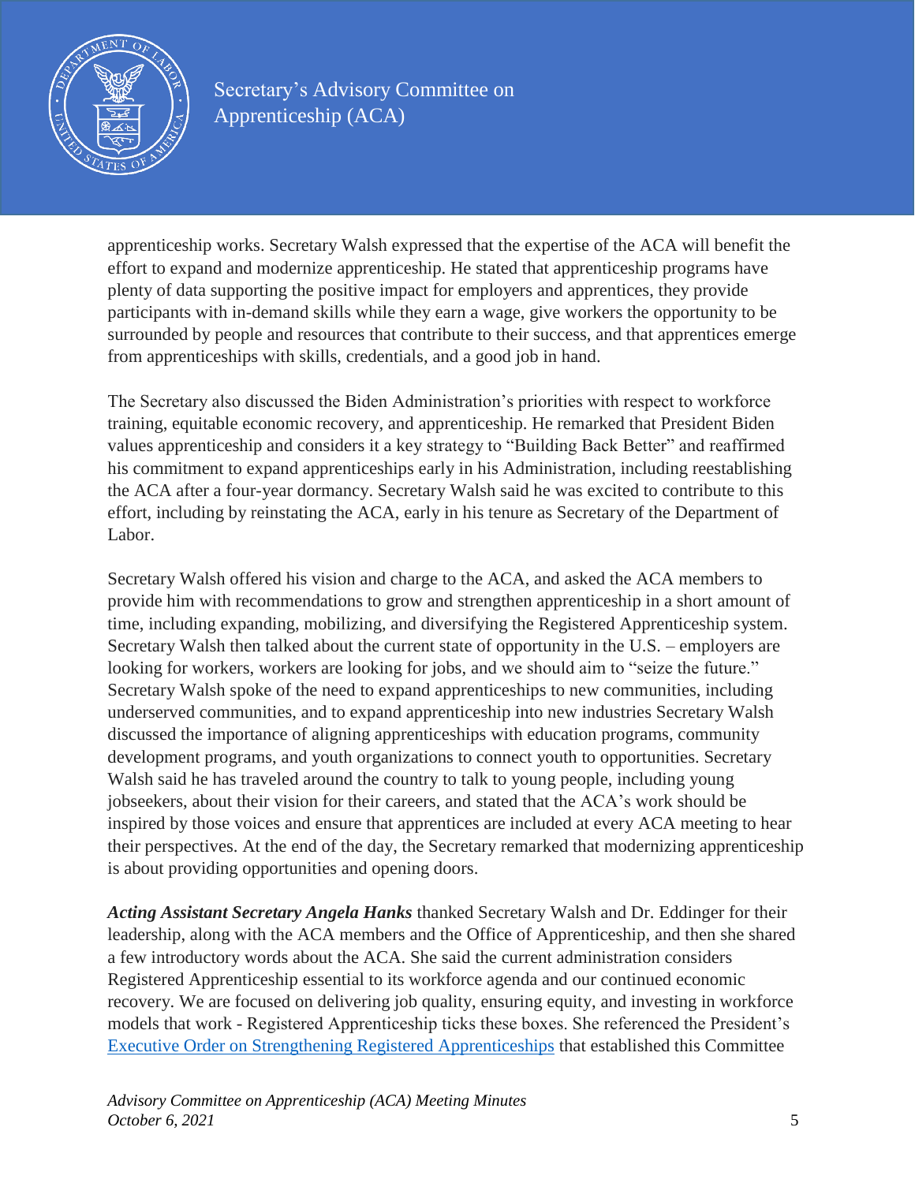apprenticeship works. Secretary Walsh expressed that the expertise of the ACA will benefit the effort to expand and modernize apprenticeship. He stated that apprenticeship programs have plenty of data supporting the positive impact for employers and apprentices, they provide participants with in-demand skills while they earn a wage, give workers the opportunity to be surrounded by people and resources that contribute to their success, and that apprentices emerge from apprenticeships with skills, credentials, and a good job in hand.

The Secretary also discussed the Biden Administration's priorities with respect to workforce training, equitable economic recovery, and apprenticeship. He remarked that President Biden values apprenticeship and considers it a key strategy to "Building Back Better" and reaffirmed his commitment to expand apprenticeships early in his Administration, including reestablishing the ACA after a four-year dormancy. Secretary Walsh said he was excited to contribute to this effort, including by reinstating the ACA, early in his tenure as Secretary of the Department of Labor.

Secretary Walsh offered his vision and charge to the ACA, and asked the ACA members to provide him with recommendations to grow and strengthen apprenticeship in a short amount of time, including expanding, mobilizing, and diversifying the Registered Apprenticeship system. Secretary Walsh then talked about the current state of opportunity in the U.S. – employers are looking for workers, workers are looking for jobs, and we should aim to "seize the future." Secretary Walsh spoke of the need to expand apprenticeships to new communities, including underserved communities, and to expand apprenticeship into new industries Secretary Walsh discussed the importance of aligning apprenticeships with education programs, community development programs, and youth organizations to connect youth to opportunities. Secretary Walsh said he has traveled around the country to talk to young people, including young jobseekers, about their vision for their careers, and stated that the ACA's work should be inspired by those voices and ensure that apprentices are included at every ACA meeting to hear their perspectives. At the end of the day, the Secretary remarked that modernizing apprenticeship is about providing opportunities and opening doors.

***Acting Assistant Secretary Angela Hanks*** thanked Secretary Walsh and Dr. Eddinger for their leadership, along with the ACA members and the Office of Apprenticeship, and then she shared a few introductory words about the ACA. She said the current administration considers Registered Apprenticeship essential to its workforce agenda and our continued economic recovery. We are focused on delivering job quality, ensuring equity, and investing in workforce models that work - Registered Apprenticeship ticks these boxes. She referenced the President's Executive Order on Strengthening Registered Apprenticeships that established this Committee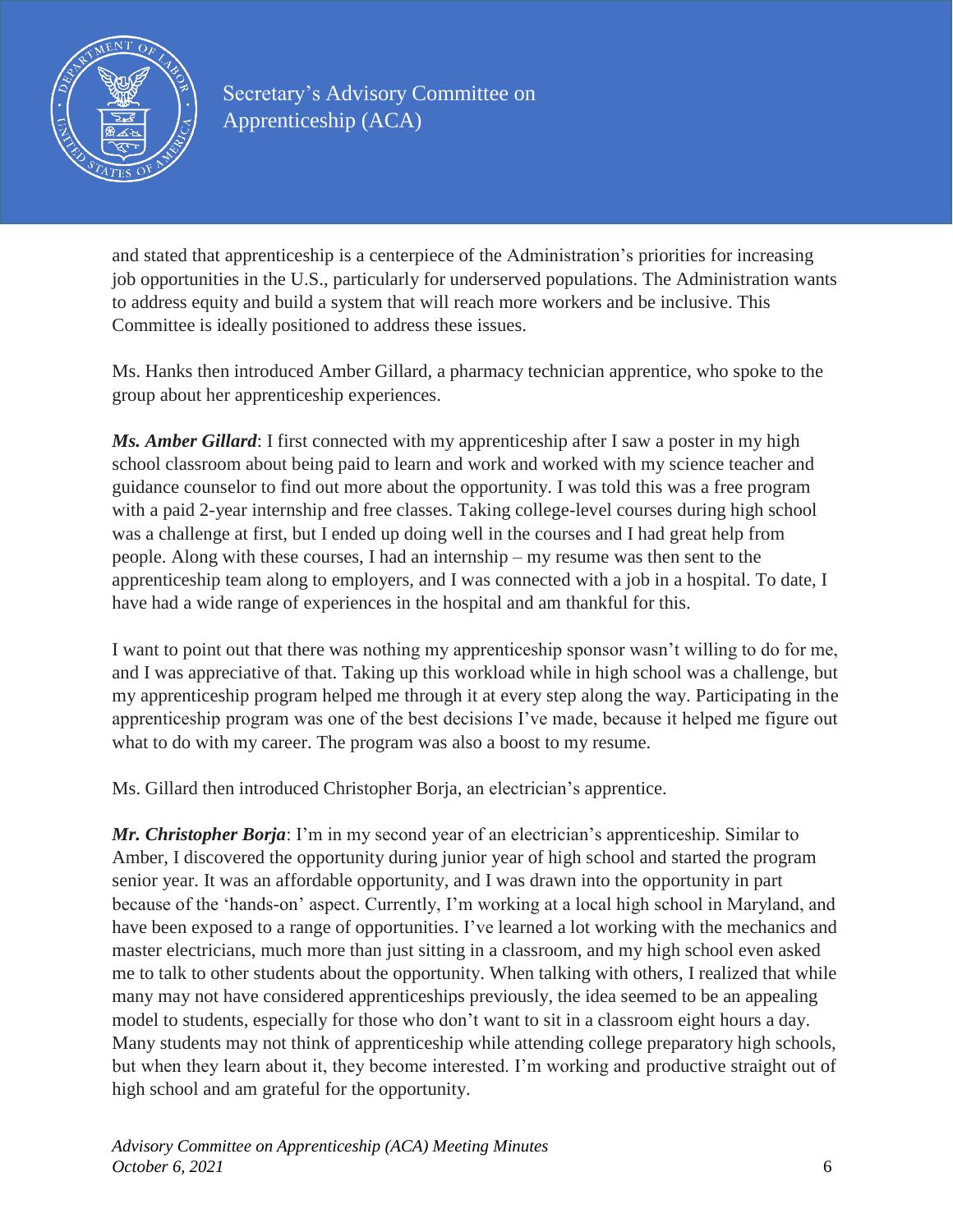and stated that apprenticeship is a centerpiece of the Administration's priorities for increasing job opportunities in the U.S., particularly for underserved populations. The Administration wants to address equity and build a system that will reach more workers and be inclusive. This Committee is ideally positioned to address these issues.

Ms. Hanks then introduced Amber Gillard, a pharmacy technician apprentice, who spoke to the group about her apprenticeship experiences.

***Ms. Amber Gillard***: I first connected with my apprenticeship after I saw a poster in my high school classroom about being paid to learn and work and worked with my science teacher and guidance counselor to find out more about the opportunity. I was told this was a free program with a paid 2-year internship and free classes. Taking college-level courses during high school was a challenge at first, but I ended up doing well in the courses and I had great help from people. Along with these courses, I had an internship – my resume was then sent to the apprenticeship team along to employers, and I was connected with a job in a hospital. To date, I have had a wide range of experiences in the hospital and am thankful for this.

I want to point out that there was nothing my apprenticeship sponsor wasn't willing to do for me, and I was appreciative of that. Taking up this workload while in high school was a challenge, but my apprenticeship program helped me through it at every step along the way. Participating in the apprenticeship program was one of the best decisions I've made, because it helped me figure out what to do with my career. The program was also a boost to my resume.

Ms. Gillard then introduced Christopher Borja, an electrician's apprentice.

***Mr. Christopher Borja***: I'm in my second year of an electrician's apprenticeship. Similar to Amber, I discovered the opportunity during junior year of high school and started the program senior year. It was an affordable opportunity, and I was drawn into the opportunity in part because of the 'hands-on' aspect. Currently, I'm working at a local high school in Maryland, and have been exposed to a range of opportunities. I've learned a lot working with the mechanics and master electricians, much more than just sitting in a classroom, and my high school even asked me to talk to other students about the opportunity. When talking with others, I realized that while many may not have considered apprenticeships previously, the idea seemed to be an appealing model to students, especially for those who don't want to sit in a classroom eight hours a day. Many students may not think of apprenticeship while attending college preparatory high schools, but when they learn about it, they become interested. I'm working and productive straight out of high school and am grateful for the opportunity.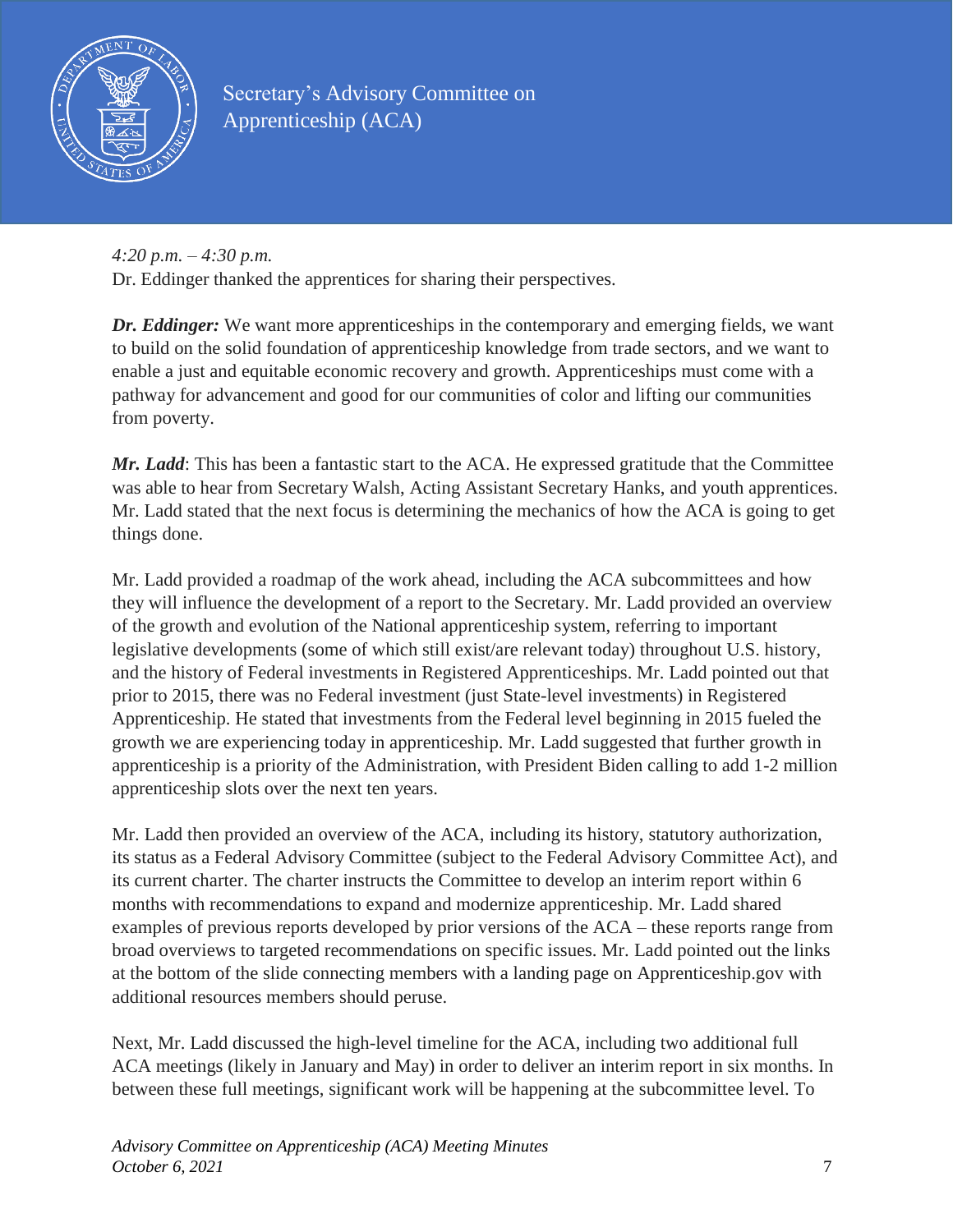*4:20 p.m. – 4:30 p.m.*
Dr. Eddinger thanked the apprentices for sharing their perspectives.

***Dr. Eddinger:*** We want more apprenticeships in the contemporary and emerging fields, we want to build on the solid foundation of apprenticeship knowledge from trade sectors, and we want to enable a just and equitable economic recovery and growth. Apprenticeships must come with a pathway for advancement and good for our communities of color and lifting our communities from poverty.

***Mr. Ladd***: This has been a fantastic start to the ACA. He expressed gratitude that the Committee was able to hear from Secretary Walsh, Acting Assistant Secretary Hanks, and youth apprentices. Mr. Ladd stated that the next focus is determining the mechanics of how the ACA is going to get things done.

Mr. Ladd provided a roadmap of the work ahead, including the ACA subcommittees and how they will influence the development of a report to the Secretary. Mr. Ladd provided an overview of the growth and evolution of the National apprenticeship system, referring to important legislative developments (some of which still exist/are relevant today) throughout U.S. history, and the history of Federal investments in Registered Apprenticeships. Mr. Ladd pointed out that prior to 2015, there was no Federal investment (just State-level investments) in Registered Apprenticeship. He stated that investments from the Federal level beginning in 2015 fueled the growth we are experiencing today in apprenticeship. Mr. Ladd suggested that further growth in apprenticeship is a priority of the Administration, with President Biden calling to add 1-2 million apprenticeship slots over the next ten years.

Mr. Ladd then provided an overview of the ACA, including its history, statutory authorization, its status as a Federal Advisory Committee (subject to the Federal Advisory Committee Act), and its current charter. The charter instructs the Committee to develop an interim report within 6 months with recommendations to expand and modernize apprenticeship. Mr. Ladd shared examples of previous reports developed by prior versions of the ACA – these reports range from broad overviews to targeted recommendations on specific issues. Mr. Ladd pointed out the links at the bottom of the slide connecting members with a landing page on Apprenticeship.gov with additional resources members should peruse.

Next, Mr. Ladd discussed the high-level timeline for the ACA, including two additional full ACA meetings (likely in January and May) in order to deliver an interim report in six months. In between these full meetings, significant work will be happening at the subcommittee level. To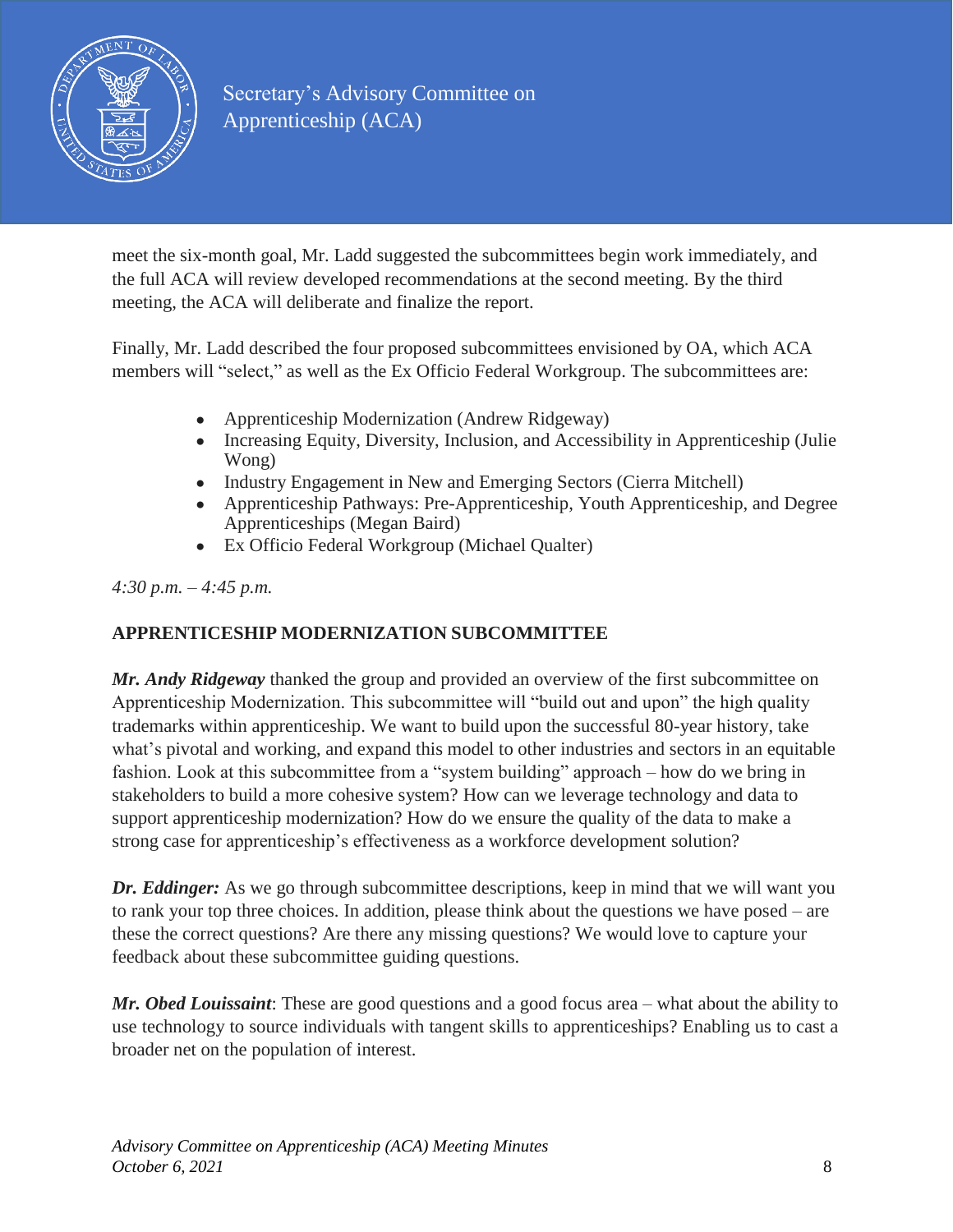meet the six-month goal, Mr. Ladd suggested the subcommittees begin work immediately, and the full ACA will review developed recommendations at the second meeting. By the third meeting, the ACA will deliberate and finalize the report.

Finally, Mr. Ladd described the four proposed subcommittees envisioned by OA, which ACA members will "select," as well as the Ex Officio Federal Workgroup. The subcommittees are:

- Apprenticeship Modernization (Andrew Ridgeway)
- Increasing Equity, Diversity, Inclusion, and Accessibility in Apprenticeship (Julie Wong)
- Industry Engagement in New and Emerging Sectors (Cierra Mitchell)
- Apprenticeship Pathways: Pre-Apprenticeship, Youth Apprenticeship, and Degree Apprenticeships (Megan Baird)
- Ex Officio Federal Workgroup (Michael Qualter)

*4:30 p.m. – 4:45 p.m.*

**APPRENTICESHIP MODERNIZATION SUBCOMMITTEE**

***Mr. Andy Ridgeway*** thanked the group and provided an overview of the first subcommittee on Apprenticeship Modernization. This subcommittee will "build out and upon" the high quality trademarks within apprenticeship. We want to build upon the successful 80-year history, take what's pivotal and working, and expand this model to other industries and sectors in an equitable fashion. Look at this subcommittee from a "system building" approach – how do we bring in stakeholders to build a more cohesive system? How can we leverage technology and data to support apprenticeship modernization? How do we ensure the quality of the data to make a strong case for apprenticeship's effectiveness as a workforce development solution?

***Dr. Eddinger:*** As we go through subcommittee descriptions, keep in mind that we will want you to rank your top three choices. In addition, please think about the questions we have posed – are these the correct questions? Are there any missing questions? We would love to capture your feedback about these subcommittee guiding questions.

***Mr. Obed Louissaint***: These are good questions and a good focus area – what about the ability to use technology to source individuals with tangent skills to apprenticeships? Enabling us to cast a broader net on the population of interest.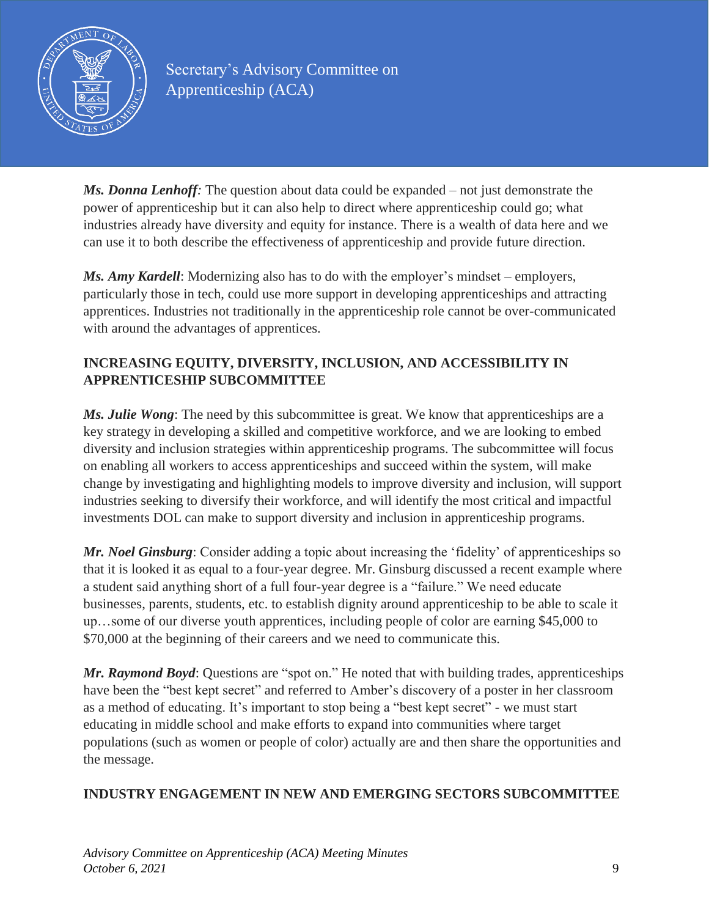***Ms. Donna Lenhoff:*** The question about data could be expanded – not just demonstrate the power of apprenticeship but it can also help to direct where apprenticeship could go; what industries already have diversity and equity for instance. There is a wealth of data here and we can use it to both describe the effectiveness of apprenticeship and provide future direction.

***Ms. Amy Kardell***: Modernizing also has to do with the employer's mindset – employers, particularly those in tech, could use more support in developing apprenticeships and attracting apprentices. Industries not traditionally in the apprenticeship role cannot be over-communicated with around the advantages of apprentices.

**INCREASING EQUITY, DIVERSITY, INCLUSION, AND ACCESSIBILITY IN APPRENTICESHIP SUBCOMMITTEE**

***Ms. Julie Wong***: The need by this subcommittee is great. We know that apprenticeships are a key strategy in developing a skilled and competitive workforce, and we are looking to embed diversity and inclusion strategies within apprenticeship programs. The subcommittee will focus on enabling all workers to access apprenticeships and succeed within the system, will make change by investigating and highlighting models to improve diversity and inclusion, will support industries seeking to diversify their workforce, and will identify the most critical and impactful investments DOL can make to support diversity and inclusion in apprenticeship programs.

***Mr. Noel Ginsburg***: Consider adding a topic about increasing the 'fidelity' of apprenticeships so that it is looked it as equal to a four-year degree. Mr. Ginsburg discussed a recent example where a student said anything short of a full four-year degree is a "failure." We need educate businesses, parents, students, etc. to establish dignity around apprenticeship to be able to scale it up…some of our diverse youth apprentices, including people of color are earning $45,000 to $70,000 at the beginning of their careers and we need to communicate this.

***Mr. Raymond Boyd***: Questions are "spot on." He noted that with building trades, apprenticeships have been the "best kept secret" and referred to Amber's discovery of a poster in her classroom as a method of educating. It's important to stop being a "best kept secret" - we must start educating in middle school and make efforts to expand into communities where target populations (such as women or people of color) actually are and then share the opportunities and the message.

**INDUSTRY ENGAGEMENT IN NEW AND EMERGING SECTORS SUBCOMMITTEE**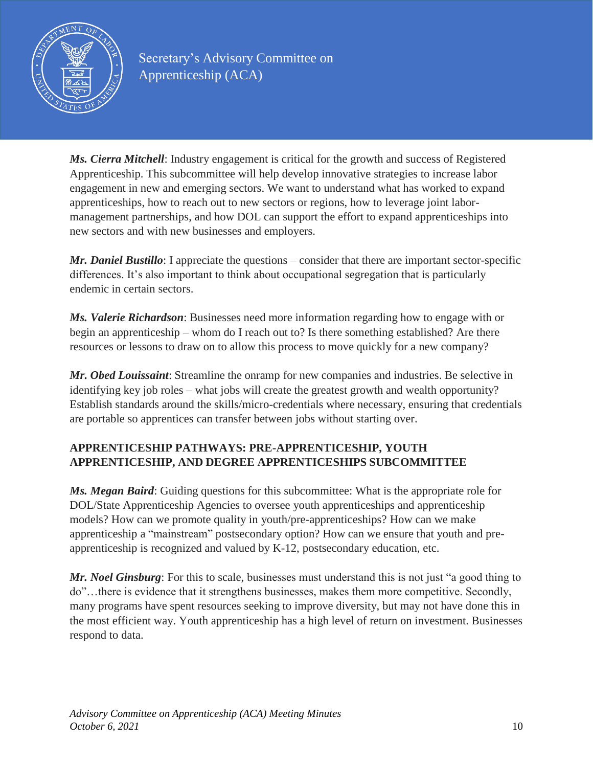***Ms. Cierra Mitchell***: Industry engagement is critical for the growth and success of Registered Apprenticeship. This subcommittee will help develop innovative strategies to increase labor engagement in new and emerging sectors. We want to understand what has worked to expand apprenticeships, how to reach out to new sectors or regions, how to leverage joint labor-management partnerships, and how DOL can support the effort to expand apprenticeships into new sectors and with new businesses and employers.

***Mr. Daniel Bustillo***: I appreciate the questions – consider that there are important sector-specific differences. It's also important to think about occupational segregation that is particularly endemic in certain sectors.

***Ms. Valerie Richardson***: Businesses need more information regarding how to engage with or begin an apprenticeship – whom do I reach out to? Is there something established? Are there resources or lessons to draw on to allow this process to move quickly for a new company?

***Mr. Obed Louissaint***: Streamline the onramp for new companies and industries. Be selective in identifying key job roles – what jobs will create the greatest growth and wealth opportunity? Establish standards around the skills/micro-credentials where necessary, ensuring that credentials are portable so apprentices can transfer between jobs without starting over.

**APPRENTICESHIP PATHWAYS: PRE-APPRENTICESHIP, YOUTH APPRENTICESHIP, AND DEGREE APPRENTICESHIPS SUBCOMMITTEE**

***Ms. Megan Baird***: Guiding questions for this subcommittee: What is the appropriate role for DOL/State Apprenticeship Agencies to oversee youth apprenticeships and apprenticeship models? How can we promote quality in youth/pre-apprenticeships? How can we make apprenticeship a "mainstream" postsecondary option? How can we ensure that youth and pre-apprenticeship is recognized and valued by K-12, postsecondary education, etc.

***Mr. Noel Ginsburg***: For this to scale, businesses must understand this is not just "a good thing to do"…there is evidence that it strengthens businesses, makes them more competitive. Secondly, many programs have spent resources seeking to improve diversity, but may not have done this in the most efficient way. Youth apprenticeship has a high level of return on investment. Businesses respond to data.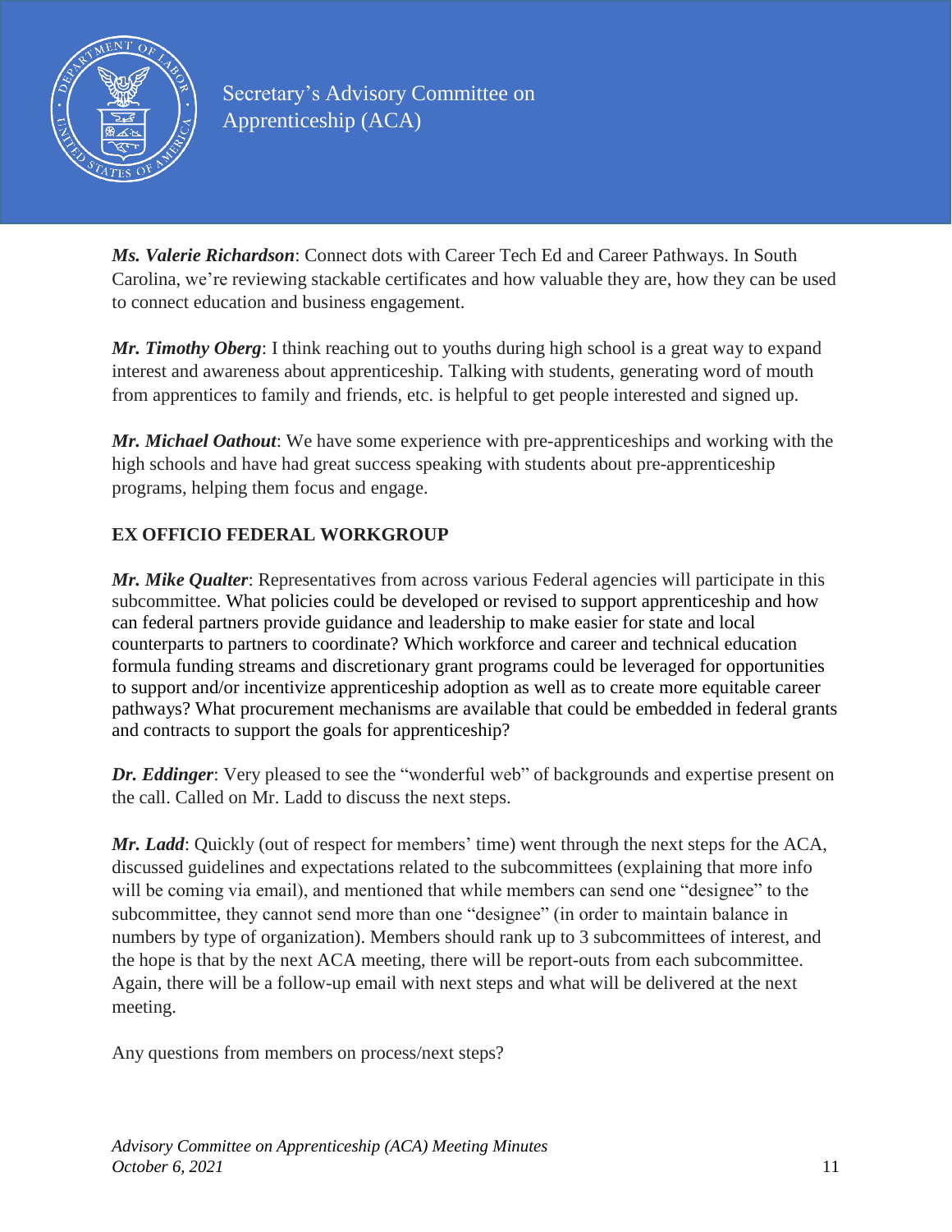***Ms. Valerie Richardson***: Connect dots with Career Tech Ed and Career Pathways. In South Carolina, we're reviewing stackable certificates and how valuable they are, how they can be used to connect education and business engagement.

***Mr. Timothy Oberg***: I think reaching out to youths during high school is a great way to expand interest and awareness about apprenticeship. Talking with students, generating word of mouth from apprentices to family and friends, etc. is helpful to get people interested and signed up.

***Mr. Michael Oathout***: We have some experience with pre-apprenticeships and working with the high schools and have had great success speaking with students about pre-apprenticeship programs, helping them focus and engage.

**EX OFFICIO FEDERAL WORKGROUP**

***Mr. Mike Qualter***: Representatives from across various Federal agencies will participate in this subcommittee. What policies could be developed or revised to support apprenticeship and how can federal partners provide guidance and leadership to make easier for state and local counterparts to partners to coordinate? Which workforce and career and technical education formula funding streams and discretionary grant programs could be leveraged for opportunities to support and/or incentivize apprenticeship adoption as well as to create more equitable career pathways? What procurement mechanisms are available that could be embedded in federal grants and contracts to support the goals for apprenticeship?

***Dr. Eddinger***: Very pleased to see the "wonderful web" of backgrounds and expertise present on the call. Called on Mr. Ladd to discuss the next steps.

***Mr. Ladd***: Quickly (out of respect for members' time) went through the next steps for the ACA, discussed guidelines and expectations related to the subcommittees (explaining that more info will be coming via email), and mentioned that while members can send one "designee" to the subcommittee, they cannot send more than one "designee" (in order to maintain balance in numbers by type of organization). Members should rank up to 3 subcommittees of interest, and the hope is that by the next ACA meeting, there will be report-outs from each subcommittee. Again, there will be a follow-up email with next steps and what will be delivered at the next meeting.

Any questions from members on process/next steps?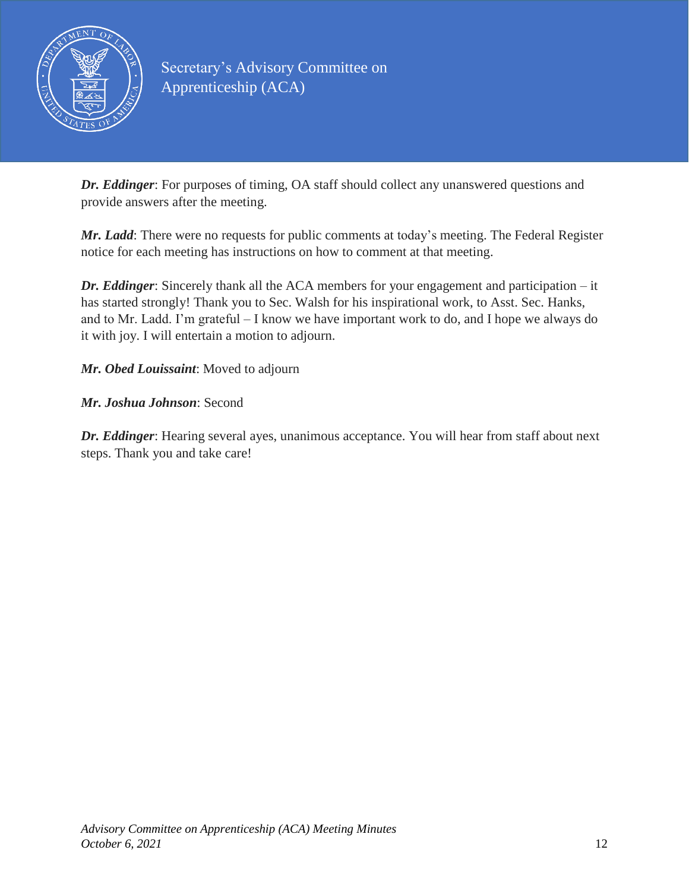***Dr. Eddinger***: For purposes of timing, OA staff should collect any unanswered questions and provide answers after the meeting.

***Mr. Ladd***: There were no requests for public comments at today's meeting. The Federal Register notice for each meeting has instructions on how to comment at that meeting.

***Dr. Eddinger***: Sincerely thank all the ACA members for your engagement and participation – it has started strongly! Thank you to Sec. Walsh for his inspirational work, to Asst. Sec. Hanks, and to Mr. Ladd. I'm grateful – I know we have important work to do, and I hope we always do it with joy. I will entertain a motion to adjourn.

***Mr. Obed Louissaint***: Moved to adjourn

***Mr. Joshua Johnson***: Second

***Dr. Eddinger***: Hearing several ayes, unanimous acceptance. You will hear from staff about next steps. Thank you and take care!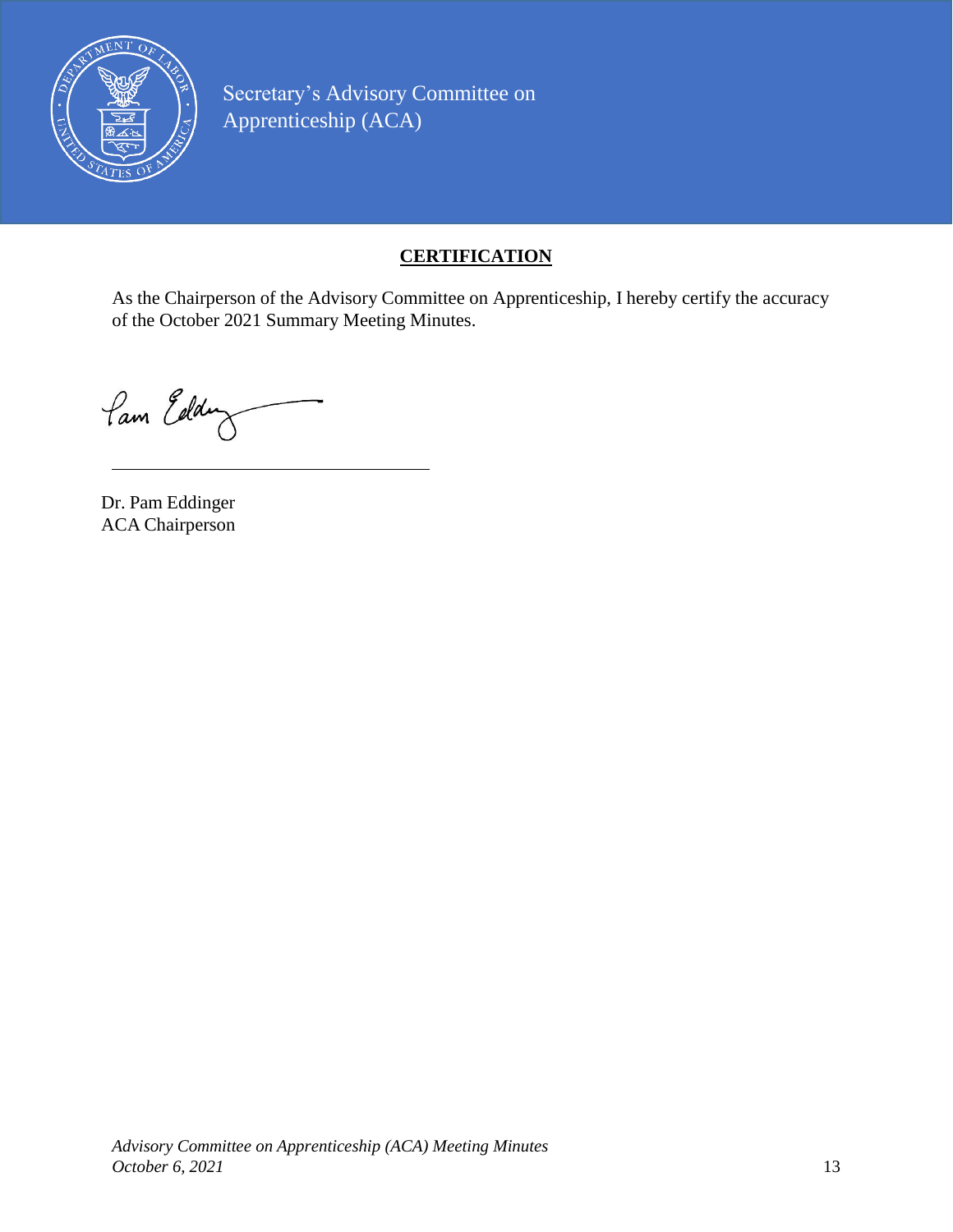Secretary's Advisory Committee on Apprenticeship (ACA)

## **CERTIFICATION**

As the Chairperson of the Advisory Committee on Apprenticeship, I hereby certify the accuracy of the October 2021 Summary Meeting Minutes.

Pam Eddinger

\_\_\_\_\_\_\_\_\_\_\_\_\_\_\_\_\_\_\_\_\_\_\_\_\_\_\_\_\_\_\_\_\_\_\_\_

Dr. Pam Eddinger
ACA Chairperson